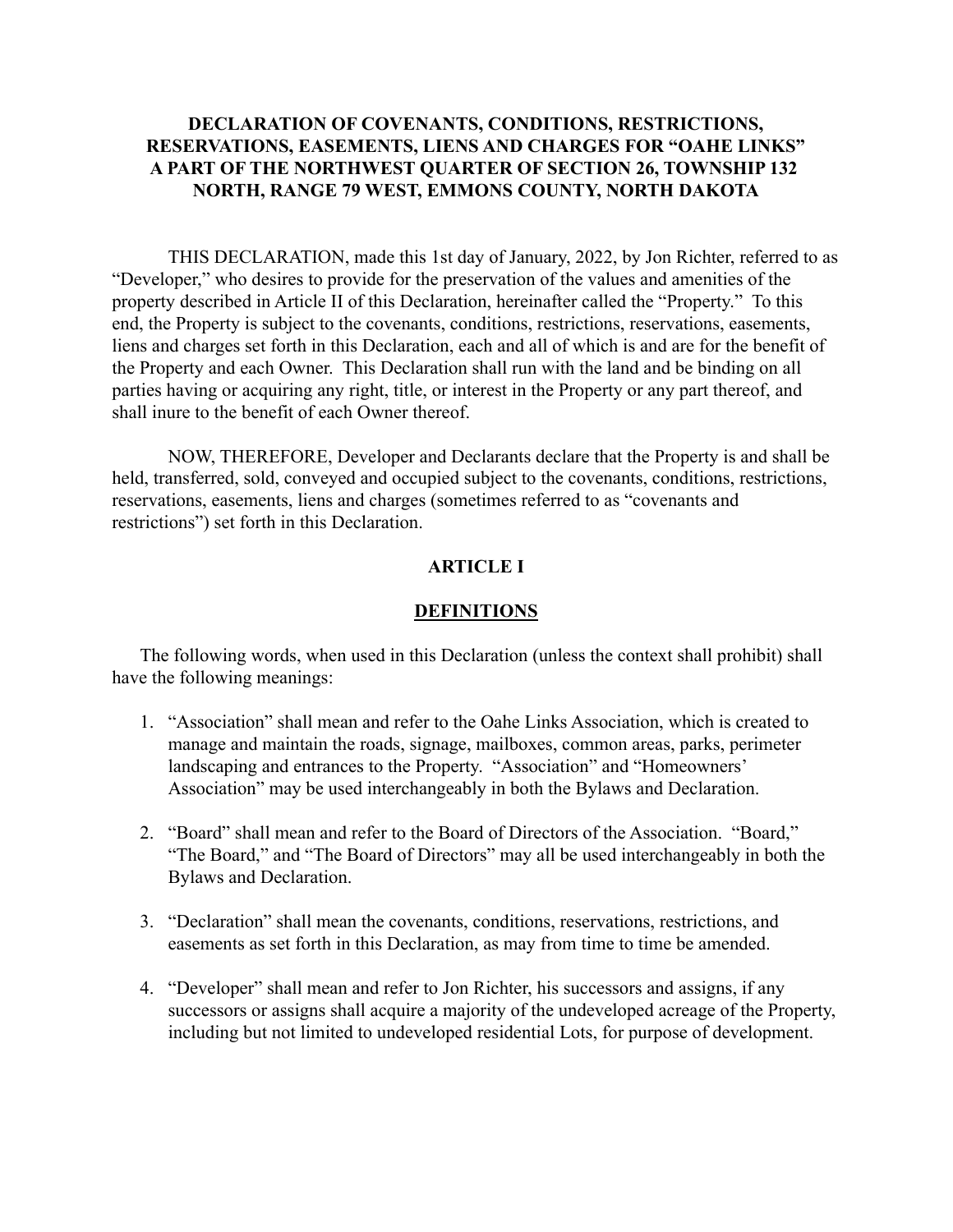# DECLARATION OF COVENANTS, CONDITIONS, RESTRICTIONS, RESERVATIONS, EASEMENTS, LIENS AND CHARGES FOR "OAHE LINKS" A PART OF THE NORTHWEST QUARTER OF SECTION 26, TOWNSHIP 132 NORTH, RANGE 79 WEST, EMMONS COUNTY, NORTH DAKOTA

THIS DECLARATION, made this 1st day of January, 2022, by Jon Richter, referred to as "Developer," who desires to provide for the preservation of the values and amenities of the property described in Article II of this Declaration, hereinafter called the "Property." To this end, the Property is subject to the covenants, conditions, restrictions, reservations, easements, liens and charges set forth in this Declaration, each and all of which is and are for the benefit of the Property and each Owner. This Declaration shall run with the land and be binding on all parties having or acquiring any right, title, or interest in the Property or any part thereof, and shall inure to the benefit of each Owner thereof.

NOW, THEREFORE, Developer and Declarants declare that the Property is and shall be held, transferred, sold, conveyed and occupied subject to the covenants, conditions, restrictions, reservations, easements, liens and charges (sometimes referred to as "covenants and restrictions") set forth in this Declaration.

## ARTICLE I

## DEFINITIONS

The following words, when used in this Declaration (unless the context shall prohibit) shall have the following meanings:

1. "Association" shall mean and refer to the Oahe Links Association, which is created to manage and maintain the roads, signage, mailboxes, common areas, parks, perimeter landscaping and entrances to the Property. "Association" and "Homeowners' Association" may be used interchangeably in both the Bylaws and Declaration.

2. "Board" shall mean and refer to the Board of Directors of the Association. "Board," "The Board," and "The Board of Directors" may all be used interchangeably in both the Bylaws and Declaration.

3. "Declaration" shall mean the covenants, conditions, reservations, restrictions, and easements as set forth in this Declaration, as may from time to time be amended.

4. "Developer" shall mean and refer to Jon Richter, his successors and assigns, if any successors or assigns shall acquire a majority of the undeveloped acreage of the Property, including but not limited to undeveloped residential Lots, for purpose of development.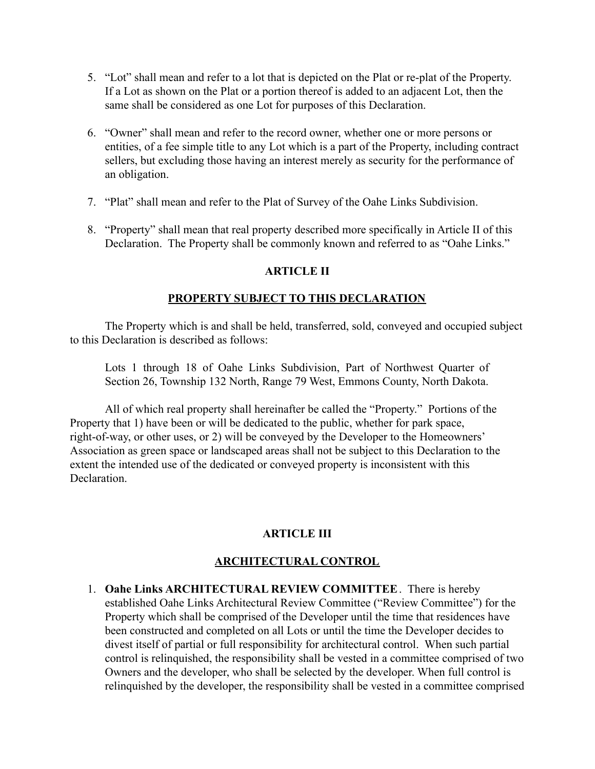5. "Lot" shall mean and refer to a lot that is depicted on the Plat or re-plat of the Property. If a Lot as shown on the Plat or a portion thereof is added to an adjacent Lot, then the same shall be considered as one Lot for purposes of this Declaration.

6. "Owner" shall mean and refer to the record owner, whether one or more persons or entities, of a fee simple title to any Lot which is a part of the Property, including contract sellers, but excluding those having an interest merely as security for the performance of an obligation.

7. "Plat" shall mean and refer to the Plat of Survey of the Oahe Links Subdivision.

8. "Property" shall mean that real property described more specifically in Article II of this Declaration. The Property shall be commonly known and referred to as "Oahe Links."

## ARTICLE II

## PROPERTY SUBJECT TO THIS DECLARATION

The Property which is and shall be held, transferred, sold, conveyed and occupied subject to this Declaration is described as follows:

> Lots 1 through 18 of Oahe Links Subdivision, Part of Northwest Quarter of Section 26, Township 132 North, Range 79 West, Emmons County, North Dakota.

All of which real property shall hereinafter be called the "Property." Portions of the Property that 1) have been or will be dedicated to the public, whether for park space, right-of-way, or other uses, or 2) will be conveyed by the Developer to the Homeowners' Association as green space or landscaped areas shall not be subject to this Declaration to the extent the intended use of the dedicated or conveyed property is inconsistent with this Declaration.

## ARTICLE III

## ARCHITECTURAL CONTROL

1. **Oahe Links ARCHITECTURAL REVIEW COMMITTEE**. There is hereby established Oahe Links Architectural Review Committee ("Review Committee") for the Property which shall be comprised of the Developer until the time that residences have been constructed and completed on all Lots or until the time the Developer decides to divest itself of partial or full responsibility for architectural control. When such partial control is relinquished, the responsibility shall be vested in a committee comprised of two Owners and the developer, who shall be selected by the developer. When full control is relinquished by the developer, the responsibility shall be vested in a committee comprised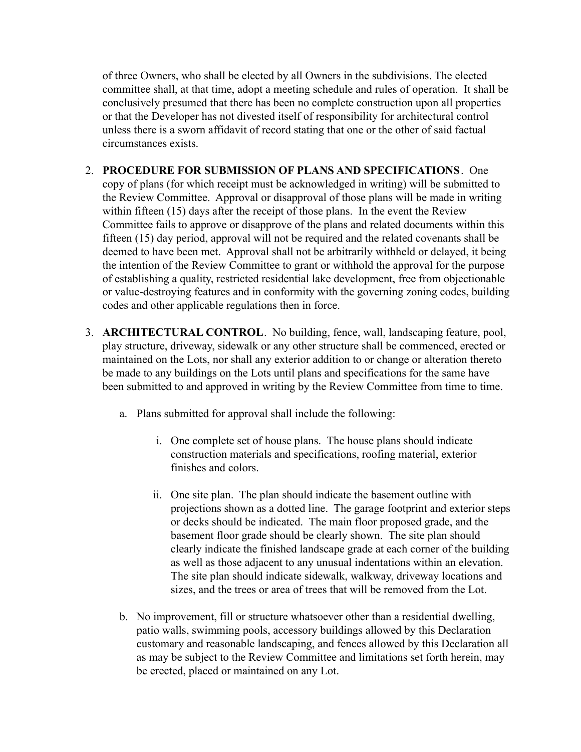of three Owners, who shall be elected by all Owners in the subdivisions. The elected committee shall, at that time, adopt a meeting schedule and rules of operation. It shall be conclusively presumed that there has been no complete construction upon all properties or that the Developer has not divested itself of responsibility for architectural control unless there is a sworn affidavit of record stating that one or the other of said factual circumstances exists.

2. **PROCEDURE FOR SUBMISSION OF PLANS AND SPECIFICATIONS**. One copy of plans (for which receipt must be acknowledged in writing) will be submitted to the Review Committee. Approval or disapproval of those plans will be made in writing within fifteen (15) days after the receipt of those plans. In the event the Review Committee fails to approve or disapprove of the plans and related documents within this fifteen (15) day period, approval will not be required and the related covenants shall be deemed to have been met. Approval shall not be arbitrarily withheld or delayed, it being the intention of the Review Committee to grant or withhold the approval for the purpose of establishing a quality, restricted residential lake development, free from objectionable or value-destroying features and in conformity with the governing zoning codes, building codes and other applicable regulations then in force.

3. **ARCHITECTURAL CONTROL**. No building, fence, wall, landscaping feature, pool, play structure, driveway, sidewalk or any other structure shall be commenced, erected or maintained on the Lots, nor shall any exterior addition to or change or alteration thereto be made to any buildings on the Lots until plans and specifications for the same have been submitted to and approved in writing by the Review Committee from time to time.

    a. Plans submitted for approval shall include the following:

        i. One complete set of house plans. The house plans should indicate construction materials and specifications, roofing material, exterior finishes and colors.

        ii. One site plan. The plan should indicate the basement outline with projections shown as a dotted line. The garage footprint and exterior steps or decks should be indicated. The main floor proposed grade, and the basement floor grade should be clearly shown. The site plan should clearly indicate the finished landscape grade at each corner of the building as well as those adjacent to any unusual indentations within an elevation. The site plan should indicate sidewalk, walkway, driveway locations and sizes, and the trees or area of trees that will be removed from the Lot.

    b. No improvement, fill or structure whatsoever other than a residential dwelling, patio walls, swimming pools, accessory buildings allowed by this Declaration customary and reasonable landscaping, and fences allowed by this Declaration all as may be subject to the Review Committee and limitations set forth herein, may be erected, placed or maintained on any Lot.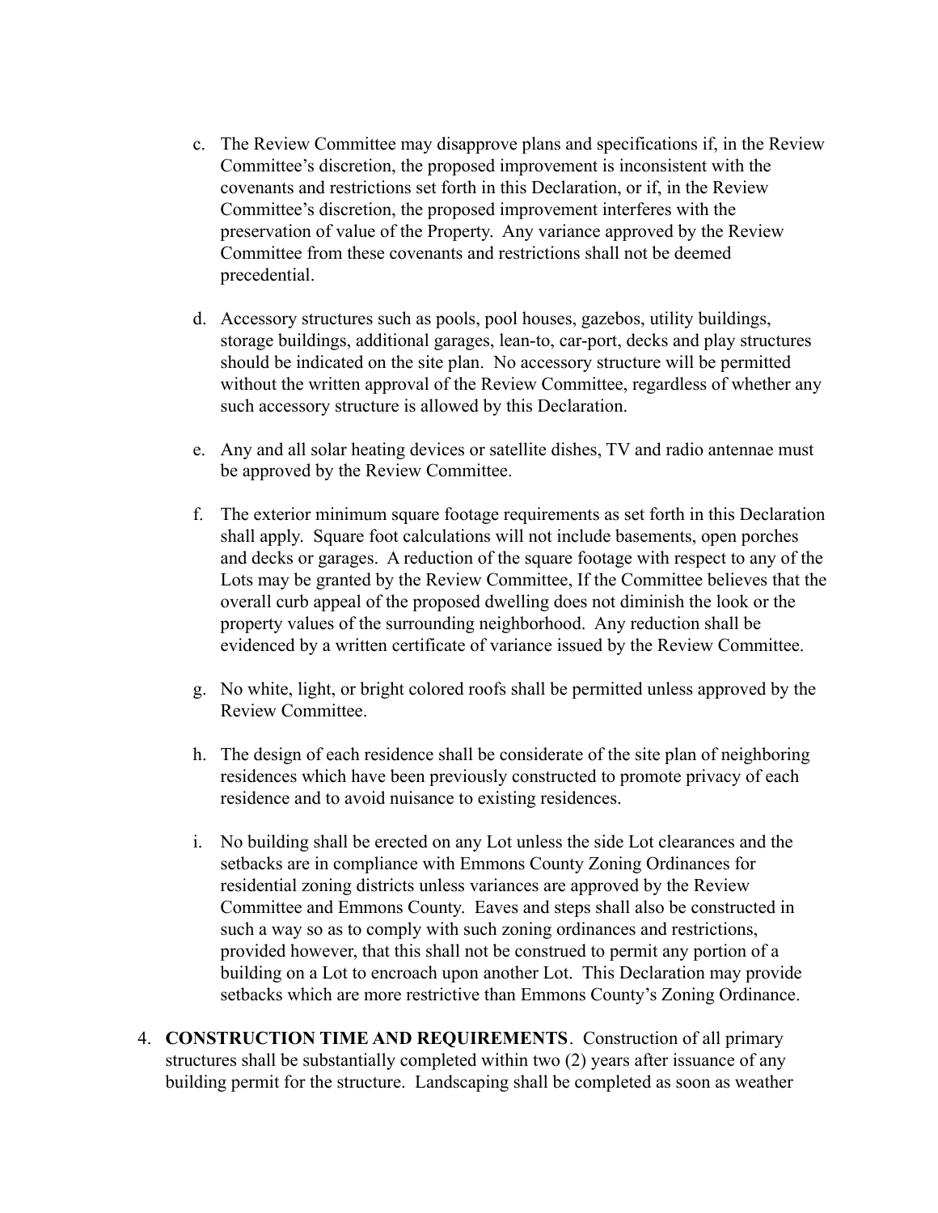c. The Review Committee may disapprove plans and specifications if, in the Review Committee's discretion, the proposed improvement is inconsistent with the covenants and restrictions set forth in this Declaration, or if, in the Review Committee's discretion, the proposed improvement interferes with the preservation of value of the Property. Any variance approved by the Review Committee from these covenants and restrictions shall not be deemed precedential.

d. Accessory structures such as pools, pool houses, gazebos, utility buildings, storage buildings, additional garages, lean-to, car-port, decks and play structures should be indicated on the site plan. No accessory structure will be permitted without the written approval of the Review Committee, regardless of whether any such accessory structure is allowed by this Declaration.

e. Any and all solar heating devices or satellite dishes, TV and radio antennae must be approved by the Review Committee.

f. The exterior minimum square footage requirements as set forth in this Declaration shall apply. Square foot calculations will not include basements, open porches and decks or garages. A reduction of the square footage with respect to any of the Lots may be granted by the Review Committee, If the Committee believes that the overall curb appeal of the proposed dwelling does not diminish the look or the property values of the surrounding neighborhood. Any reduction shall be evidenced by a written certificate of variance issued by the Review Committee.

g. No white, light, or bright colored roofs shall be permitted unless approved by the Review Committee.

h. The design of each residence shall be considerate of the site plan of neighboring residences which have been previously constructed to promote privacy of each residence and to avoid nuisance to existing residences.

i. No building shall be erected on any Lot unless the side Lot clearances and the setbacks are in compliance with Emmons County Zoning Ordinances for residential zoning districts unless variances are approved by the Review Committee and Emmons County. Eaves and steps shall also be constructed in such a way so as to comply with such zoning ordinances and restrictions, provided however, that this shall not be construed to permit any portion of a building on a Lot to encroach upon another Lot. This Declaration may provide setbacks which are more restrictive than Emmons County's Zoning Ordinance.

4. **CONSTRUCTION TIME AND REQUIREMENTS**. Construction of all primary structures shall be substantially completed within two (2) years after issuance of any building permit for the structure. Landscaping shall be completed as soon as weather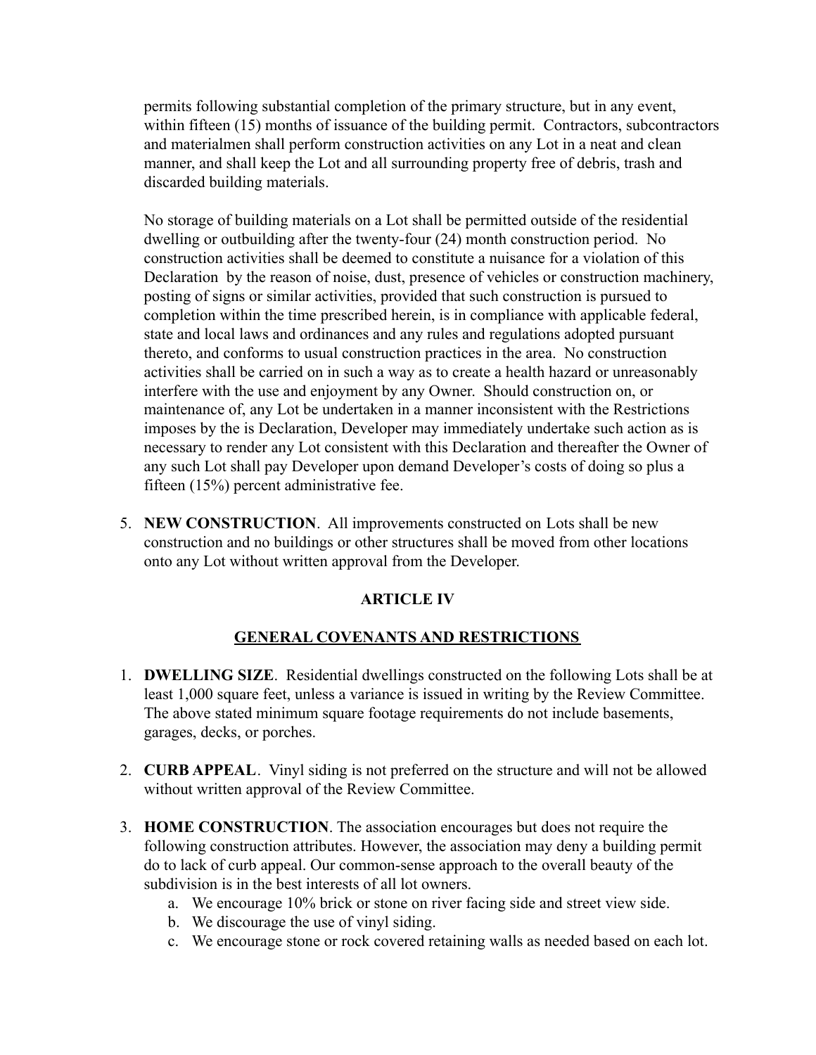permits following substantial completion of the primary structure, but in any event, within fifteen (15) months of issuance of the building permit. Contractors, subcontractors and materialmen shall perform construction activities on any Lot in a neat and clean manner, and shall keep the Lot and all surrounding property free of debris, trash and discarded building materials.

No storage of building materials on a Lot shall be permitted outside of the residential dwelling or outbuilding after the twenty-four (24) month construction period. No construction activities shall be deemed to constitute a nuisance for a violation of this Declaration by the reason of noise, dust, presence of vehicles or construction machinery, posting of signs or similar activities, provided that such construction is pursued to completion within the time prescribed herein, is in compliance with applicable federal, state and local laws and ordinances and any rules and regulations adopted pursuant thereto, and conforms to usual construction practices in the area. No construction activities shall be carried on in such a way as to create a health hazard or unreasonably interfere with the use and enjoyment by any Owner. Should construction on, or maintenance of, any Lot be undertaken in a manner inconsistent with the Restrictions imposes by the is Declaration, Developer may immediately undertake such action as is necessary to render any Lot consistent with this Declaration and thereafter the Owner of any such Lot shall pay Developer upon demand Developer's costs of doing so plus a fifteen (15%) percent administrative fee.

5. **NEW CONSTRUCTION**. All improvements constructed on Lots shall be new construction and no buildings or other structures shall be moved from other locations onto any Lot without written approval from the Developer.

## ARTICLE IV

## GENERAL COVENANTS AND RESTRICTIONS

1. **DWELLING SIZE**. Residential dwellings constructed on the following Lots shall be at least 1,000 square feet, unless a variance is issued in writing by the Review Committee. The above stated minimum square footage requirements do not include basements, garages, decks, or porches.

2. **CURB APPEAL**. Vinyl siding is not preferred on the structure and will not be allowed without written approval of the Review Committee.

3. **HOME CONSTRUCTION**. The association encourages but does not require the following construction attributes. However, the association may deny a building permit do to lack of curb appeal. Our common-sense approach to the overall beauty of the subdivision is in the best interests of all lot owners.
   a. We encourage 10% brick or stone on river facing side and street view side.
   b. We discourage the use of vinyl siding.
   c. We encourage stone or rock covered retaining walls as needed based on each lot.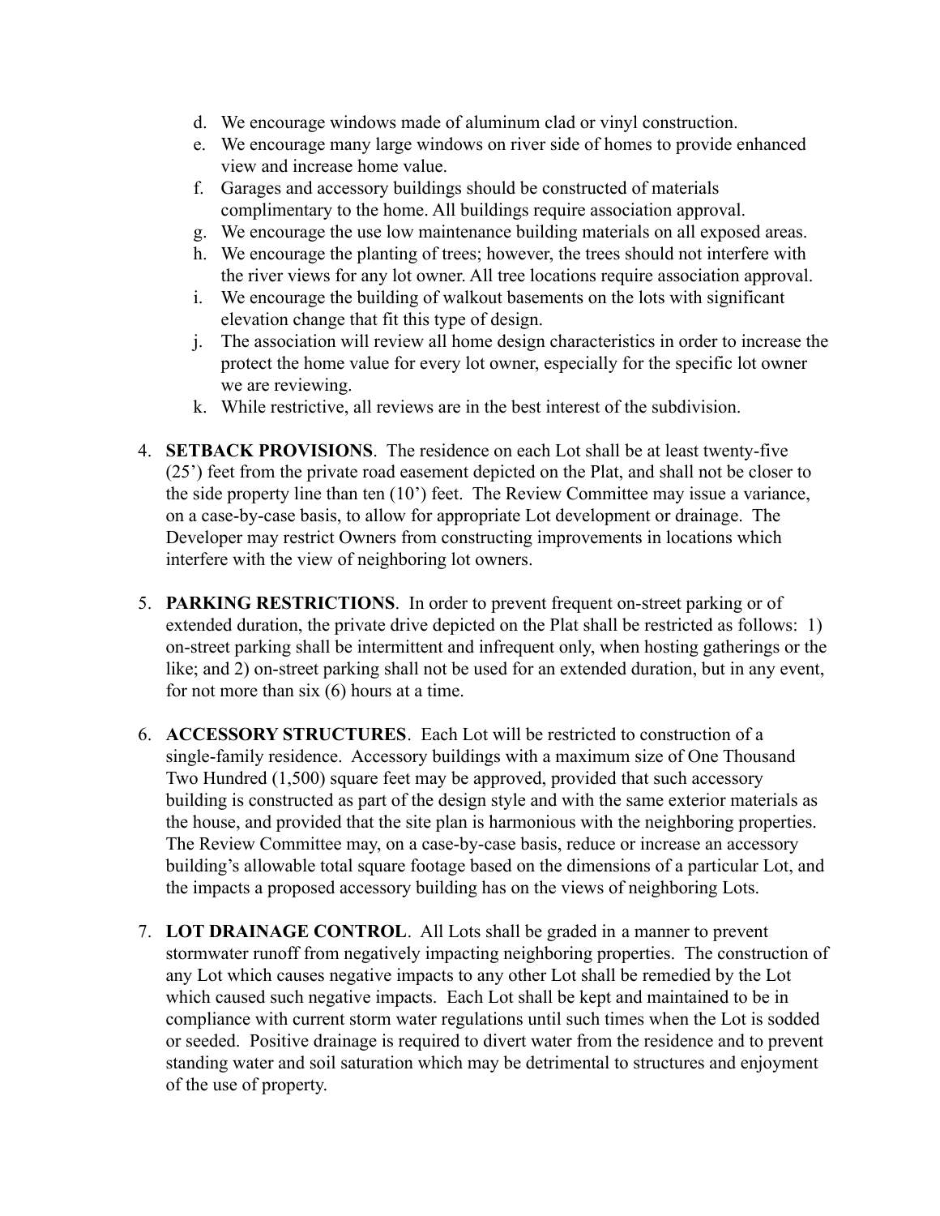d. We encourage windows made of aluminum clad or vinyl construction.
e. We encourage many large windows on river side of homes to provide enhanced view and increase home value.
f. Garages and accessory buildings should be constructed of materials complimentary to the home. All buildings require association approval.
g. We encourage the use low maintenance building materials on all exposed areas.
h. We encourage the planting of trees; however, the trees should not interfere with the river views for any lot owner. All tree locations require association approval.
i. We encourage the building of walkout basements on the lots with significant elevation change that fit this type of design.
j. The association will review all home design characteristics in order to increase the protect the home value for every lot owner, especially for the specific lot owner we are reviewing.
k. While restrictive, all reviews are in the best interest of the subdivision.

4. **SETBACK PROVISIONS**. The residence on each Lot shall be at least twenty-five (25') feet from the private road easement depicted on the Plat, and shall not be closer to the side property line than ten (10') feet. The Review Committee may issue a variance, on a case-by-case basis, to allow for appropriate Lot development or drainage. The Developer may restrict Owners from constructing improvements in locations which interfere with the view of neighboring lot owners.

5. **PARKING RESTRICTIONS**. In order to prevent frequent on-street parking or of extended duration, the private drive depicted on the Plat shall be restricted as follows: 1) on-street parking shall be intermittent and infrequent only, when hosting gatherings or the like; and 2) on-street parking shall not be used for an extended duration, but in any event, for not more than six (6) hours at a time.

6. **ACCESSORY STRUCTURES**. Each Lot will be restricted to construction of a single-family residence. Accessory buildings with a maximum size of One Thousand Two Hundred (1,500) square feet may be approved, provided that such accessory building is constructed as part of the design style and with the same exterior materials as the house, and provided that the site plan is harmonious with the neighboring properties. The Review Committee may, on a case-by-case basis, reduce or increase an accessory building's allowable total square footage based on the dimensions of a particular Lot, and the impacts a proposed accessory building has on the views of neighboring Lots.

7. **LOT DRAINAGE CONTROL**. All Lots shall be graded in a manner to prevent stormwater runoff from negatively impacting neighboring properties. The construction of any Lot which causes negative impacts to any other Lot shall be remedied by the Lot which caused such negative impacts. Each Lot shall be kept and maintained to be in compliance with current storm water regulations until such times when the Lot is sodded or seeded. Positive drainage is required to divert water from the residence and to prevent standing water and soil saturation which may be detrimental to structures and enjoyment of the use of property.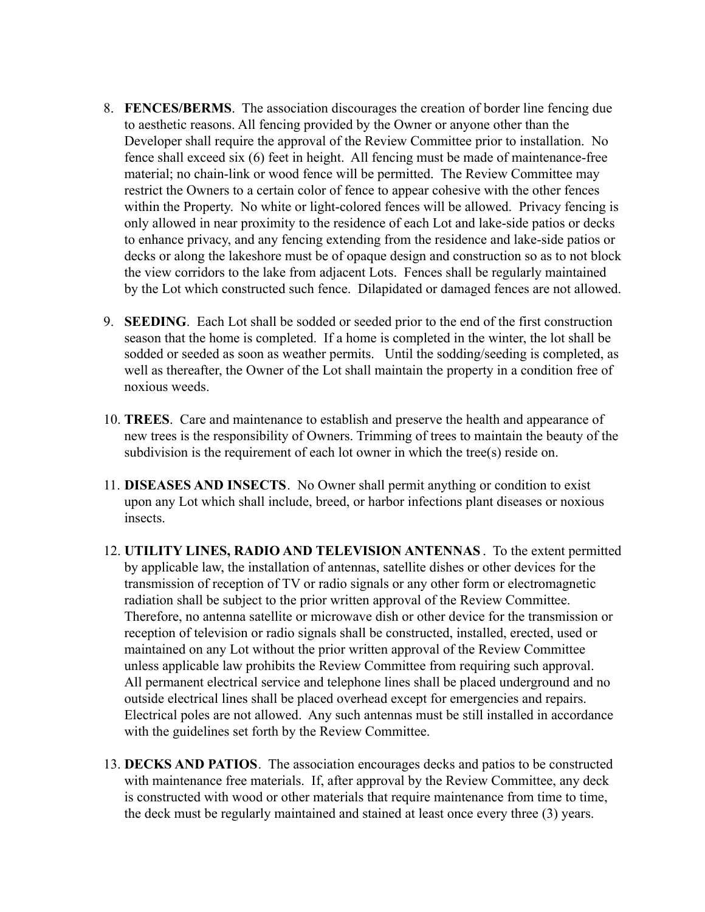8. **FENCES/BERMS**. The association discourages the creation of border line fencing due to aesthetic reasons. All fencing provided by the Owner or anyone other than the Developer shall require the approval of the Review Committee prior to installation. No fence shall exceed six (6) feet in height. All fencing must be made of maintenance-free material; no chain-link or wood fence will be permitted. The Review Committee may restrict the Owners to a certain color of fence to appear cohesive with the other fences within the Property. No white or light-colored fences will be allowed. Privacy fencing is only allowed in near proximity to the residence of each Lot and lake-side patios or decks to enhance privacy, and any fencing extending from the residence and lake-side patios or decks or along the lakeshore must be of opaque design and construction so as to not block the view corridors to the lake from adjacent Lots. Fences shall be regularly maintained by the Lot which constructed such fence. Dilapidated or damaged fences are not allowed.

9. **SEEDING**. Each Lot shall be sodded or seeded prior to the end of the first construction season that the home is completed. If a home is completed in the winter, the lot shall be sodded or seeded as soon as weather permits. Until the sodding/seeding is completed, as well as thereafter, the Owner of the Lot shall maintain the property in a condition free of noxious weeds.

10. **TREES**. Care and maintenance to establish and preserve the health and appearance of new trees is the responsibility of Owners. Trimming of trees to maintain the beauty of the subdivision is the requirement of each lot owner in which the tree(s) reside on.

11. **DISEASES AND INSECTS**. No Owner shall permit anything or condition to exist upon any Lot which shall include, breed, or harbor infections plant diseases or noxious insects.

12. **UTILITY LINES, RADIO AND TELEVISION ANTENNAS**. To the extent permitted by applicable law, the installation of antennas, satellite dishes or other devices for the transmission of reception of TV or radio signals or any other form or electromagnetic radiation shall be subject to the prior written approval of the Review Committee. Therefore, no antenna satellite or microwave dish or other device for the transmission or reception of television or radio signals shall be constructed, installed, erected, used or maintained on any Lot without the prior written approval of the Review Committee unless applicable law prohibits the Review Committee from requiring such approval. All permanent electrical service and telephone lines shall be placed underground and no outside electrical lines shall be placed overhead except for emergencies and repairs. Electrical poles are not allowed. Any such antennas must be still installed in accordance with the guidelines set forth by the Review Committee.

13. **DECKS AND PATIOS**. The association encourages decks and patios to be constructed with maintenance free materials. If, after approval by the Review Committee, any deck is constructed with wood or other materials that require maintenance from time to time, the deck must be regularly maintained and stained at least once every three (3) years.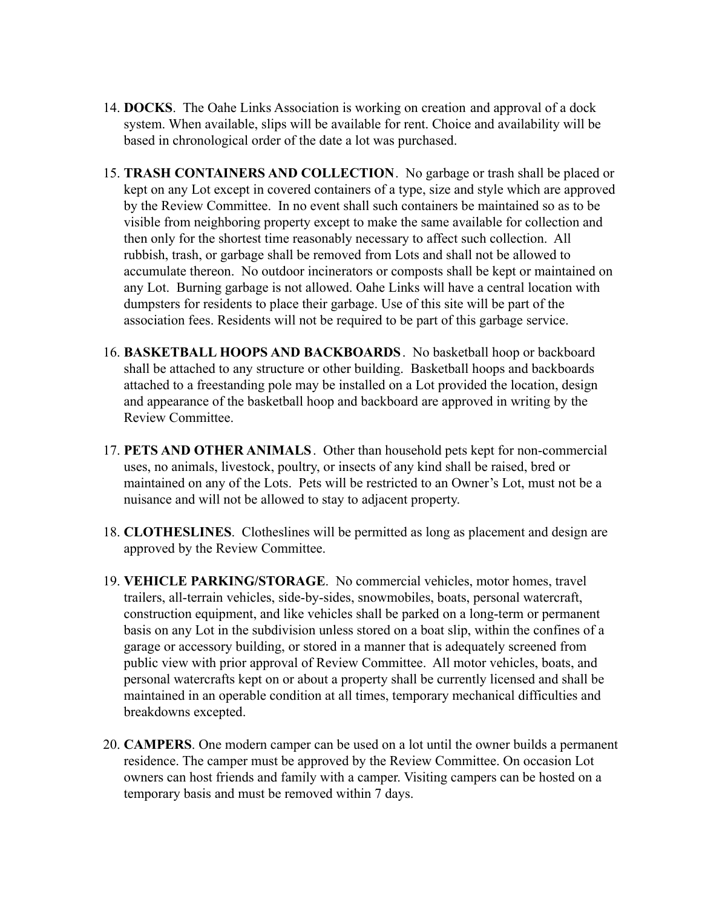14. **DOCKS**. The Oahe Links Association is working on creation and approval of a dock system. When available, slips will be available for rent. Choice and availability will be based in chronological order of the date a lot was purchased.

15. **TRASH CONTAINERS AND COLLECTION**. No garbage or trash shall be placed or kept on any Lot except in covered containers of a type, size and style which are approved by the Review Committee. In no event shall such containers be maintained so as to be visible from neighboring property except to make the same available for collection and then only for the shortest time reasonably necessary to affect such collection. All rubbish, trash, or garbage shall be removed from Lots and shall not be allowed to accumulate thereon. No outdoor incinerators or composts shall be kept or maintained on any Lot. Burning garbage is not allowed. Oahe Links will have a central location with dumpsters for residents to place their garbage. Use of this site will be part of the association fees. Residents will not be required to be part of this garbage service.

16. **BASKETBALL HOOPS AND BACKBOARDS**. No basketball hoop or backboard shall be attached to any structure or other building. Basketball hoops and backboards attached to a freestanding pole may be installed on a Lot provided the location, design and appearance of the basketball hoop and backboard are approved in writing by the Review Committee.

17. **PETS AND OTHER ANIMALS**. Other than household pets kept for non-commercial uses, no animals, livestock, poultry, or insects of any kind shall be raised, bred or maintained on any of the Lots. Pets will be restricted to an Owner's Lot, must not be a nuisance and will not be allowed to stay to adjacent property.

18. **CLOTHESLINES**. Clotheslines will be permitted as long as placement and design are approved by the Review Committee.

19. **VEHICLE PARKING/STORAGE**. No commercial vehicles, motor homes, travel trailers, all-terrain vehicles, side-by-sides, snowmobiles, boats, personal watercraft, construction equipment, and like vehicles shall be parked on a long-term or permanent basis on any Lot in the subdivision unless stored on a boat slip, within the confines of a garage or accessory building, or stored in a manner that is adequately screened from public view with prior approval of Review Committee. All motor vehicles, boats, and personal watercrafts kept on or about a property shall be currently licensed and shall be maintained in an operable condition at all times, temporary mechanical difficulties and breakdowns excepted.

20. **CAMPERS**. One modern camper can be used on a lot until the owner builds a permanent residence. The camper must be approved by the Review Committee. On occasion Lot owners can host friends and family with a camper. Visiting campers can be hosted on a temporary basis and must be removed within 7 days.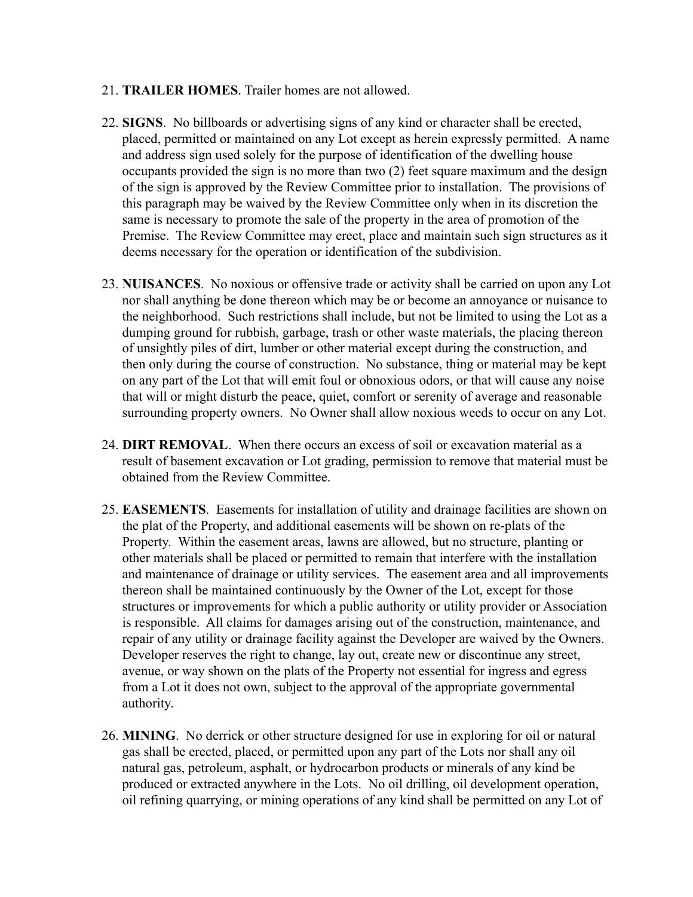21. **TRAILER HOMES**. Trailer homes are not allowed.

22. **SIGNS**. No billboards or advertising signs of any kind or character shall be erected, placed, permitted or maintained on any Lot except as herein expressly permitted. A name and address sign used solely for the purpose of identification of the dwelling house occupants provided the sign is no more than two (2) feet square maximum and the design of the sign is approved by the Review Committee prior to installation. The provisions of this paragraph may be waived by the Review Committee only when in its discretion the same is necessary to promote the sale of the property in the area of promotion of the Premise. The Review Committee may erect, place and maintain such sign structures as it deems necessary for the operation or identification of the subdivision.

23. **NUISANCES**. No noxious or offensive trade or activity shall be carried on upon any Lot nor shall anything be done thereon which may be or become an annoyance or nuisance to the neighborhood. Such restrictions shall include, but not be limited to using the Lot as a dumping ground for rubbish, garbage, trash or other waste materials, the placing thereon of unsightly piles of dirt, lumber or other material except during the construction, and then only during the course of construction. No substance, thing or material may be kept on any part of the Lot that will emit foul or obnoxious odors, or that will cause any noise that will or might disturb the peace, quiet, comfort or serenity of average and reasonable surrounding property owners. No Owner shall allow noxious weeds to occur on any Lot.

24. **DIRT REMOVAL**. When there occurs an excess of soil or excavation material as a result of basement excavation or Lot grading, permission to remove that material must be obtained from the Review Committee.

25. **EASEMENTS**. Easements for installation of utility and drainage facilities are shown on the plat of the Property, and additional easements will be shown on re-plats of the Property. Within the easement areas, lawns are allowed, but no structure, planting or other materials shall be placed or permitted to remain that interfere with the installation and maintenance of drainage or utility services. The easement area and all improvements thereon shall be maintained continuously by the Owner of the Lot, except for those structures or improvements for which a public authority or utility provider or Association is responsible. All claims for damages arising out of the construction, maintenance, and repair of any utility or drainage facility against the Developer are waived by the Owners. Developer reserves the right to change, lay out, create new or discontinue any street, avenue, or way shown on the plats of the Property not essential for ingress and egress from a Lot it does not own, subject to the approval of the appropriate governmental authority.

26. **MINING**. No derrick or other structure designed for use in exploring for oil or natural gas shall be erected, placed, or permitted upon any part of the Lots nor shall any oil natural gas, petroleum, asphalt, or hydrocarbon products or minerals of any kind be produced or extracted anywhere in the Lots. No oil drilling, oil development operation, oil refining quarrying, or mining operations of any kind shall be permitted on any Lot of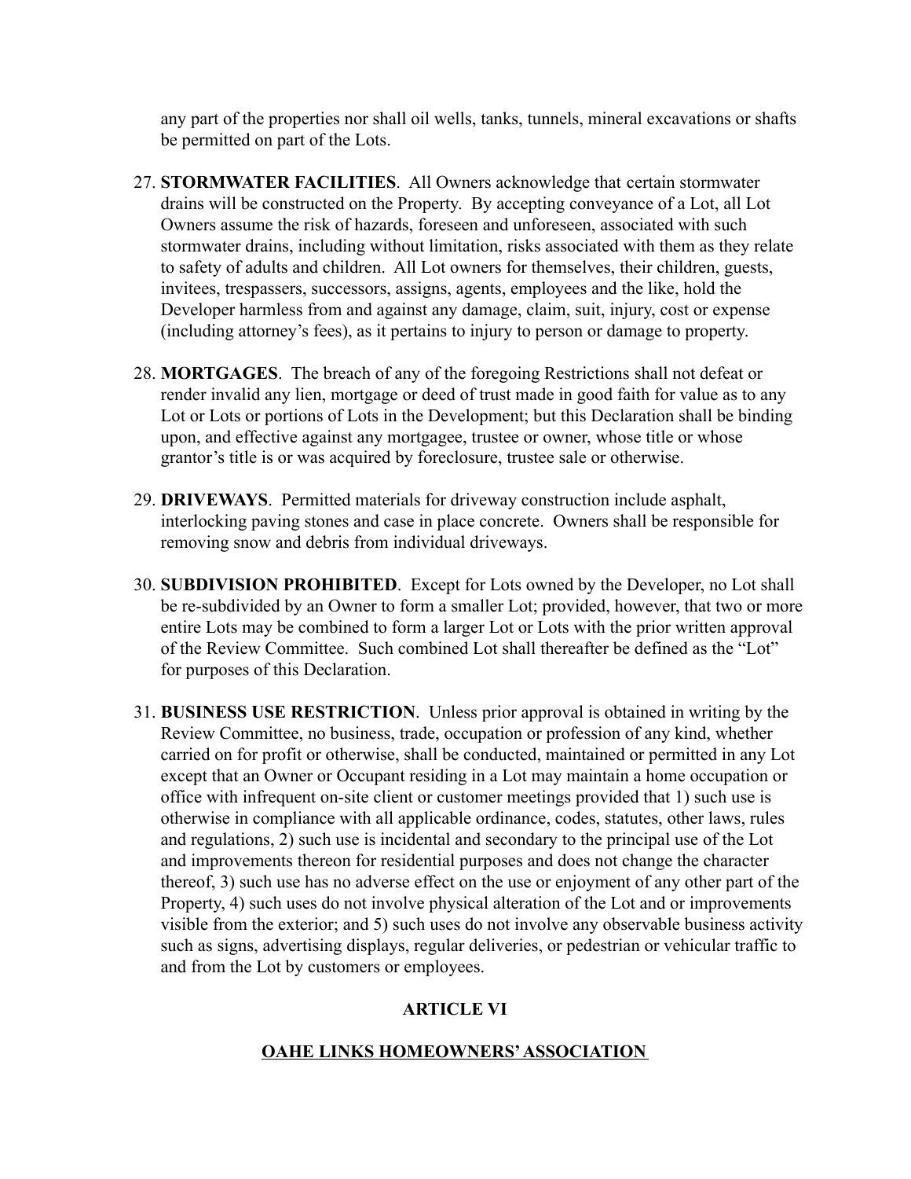any part of the properties nor shall oil wells, tanks, tunnels, mineral excavations or shafts be permitted on part of the Lots.

27. **STORMWATER FACILITIES**. All Owners acknowledge that certain stormwater drains will be constructed on the Property. By accepting conveyance of a Lot, all Lot Owners assume the risk of hazards, foreseen and unforeseen, associated with such stormwater drains, including without limitation, risks associated with them as they relate to safety of adults and children. All Lot owners for themselves, their children, guests, invitees, trespassers, successors, assigns, agents, employees and the like, hold the Developer harmless from and against any damage, claim, suit, injury, cost or expense (including attorney's fees), as it pertains to injury to person or damage to property.

28. **MORTGAGES**. The breach of any of the foregoing Restrictions shall not defeat or render invalid any lien, mortgage or deed of trust made in good faith for value as to any Lot or Lots or portions of Lots in the Development; but this Declaration shall be binding upon, and effective against any mortgagee, trustee or owner, whose title or whose grantor's title is or was acquired by foreclosure, trustee sale or otherwise.

29. **DRIVEWAYS**. Permitted materials for driveway construction include asphalt, interlocking paving stones and case in place concrete. Owners shall be responsible for removing snow and debris from individual driveways.

30. **SUBDIVISION PROHIBITED**. Except for Lots owned by the Developer, no Lot shall be re-subdivided by an Owner to form a smaller Lot; provided, however, that two or more entire Lots may be combined to form a larger Lot or Lots with the prior written approval of the Review Committee. Such combined Lot shall thereafter be defined as the "Lot" for purposes of this Declaration.

31. **BUSINESS USE RESTRICTION**. Unless prior approval is obtained in writing by the Review Committee, no business, trade, occupation or profession of any kind, whether carried on for profit or otherwise, shall be conducted, maintained or permitted in any Lot except that an Owner or Occupant residing in a Lot may maintain a home occupation or office with infrequent on-site client or customer meetings provided that 1) such use is otherwise in compliance with all applicable ordinance, codes, statutes, other laws, rules and regulations, 2) such use is incidental and secondary to the principal use of the Lot and improvements thereon for residential purposes and does not change the character thereof, 3) such use has no adverse effect on the use or enjoyment of any other part of the Property, 4) such uses do not involve physical alteration of the Lot and or improvements visible from the exterior; and 5) such uses do not involve any observable business activity such as signs, advertising displays, regular deliveries, or pedestrian or vehicular traffic to and from the Lot by customers or employees.

## ARTICLE VI

## OAHE LINKS HOMEOWNERS' ASSOCIATION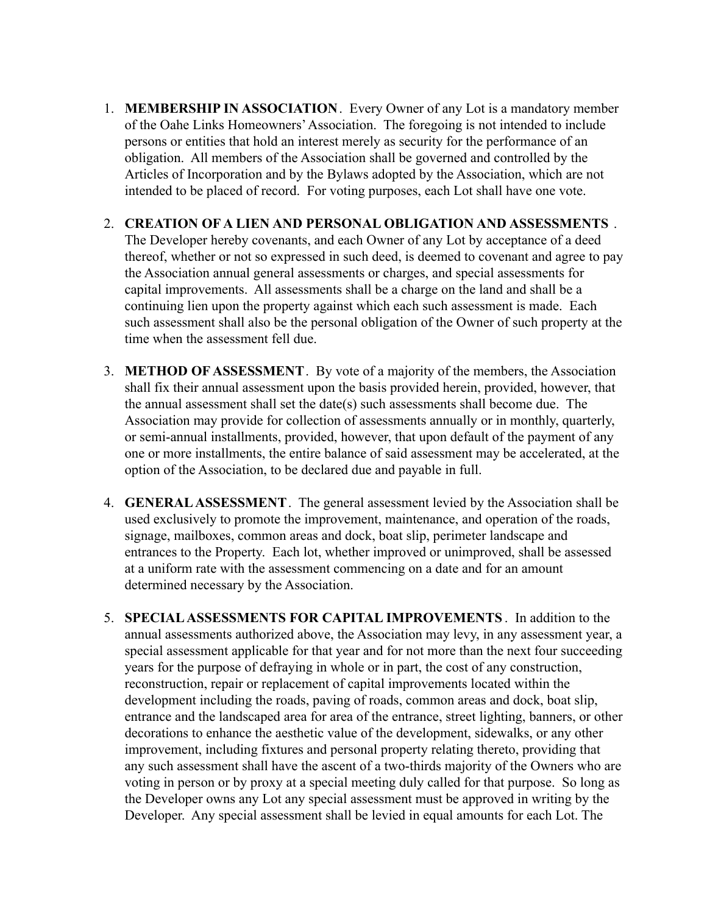1. **MEMBERSHIP IN ASSOCIATION**. Every Owner of any Lot is a mandatory member of the Oahe Links Homeowners' Association. The foregoing is not intended to include persons or entities that hold an interest merely as security for the performance of an obligation. All members of the Association shall be governed and controlled by the Articles of Incorporation and by the Bylaws adopted by the Association, which are not intended to be placed of record. For voting purposes, each Lot shall have one vote.

2. **CREATION OF A LIEN AND PERSONAL OBLIGATION AND ASSESSMENTS** . The Developer hereby covenants, and each Owner of any Lot by acceptance of a deed thereof, whether or not so expressed in such deed, is deemed to covenant and agree to pay the Association annual general assessments or charges, and special assessments for capital improvements. All assessments shall be a charge on the land and shall be a continuing lien upon the property against which each such assessment is made. Each such assessment shall also be the personal obligation of the Owner of such property at the time when the assessment fell due.

3. **METHOD OF ASSESSMENT**. By vote of a majority of the members, the Association shall fix their annual assessment upon the basis provided herein, provided, however, that the annual assessment shall set the date(s) such assessments shall become due. The Association may provide for collection of assessments annually or in monthly, quarterly, or semi-annual installments, provided, however, that upon default of the payment of any one or more installments, the entire balance of said assessment may be accelerated, at the option of the Association, to be declared due and payable in full.

4. **GENERAL ASSESSMENT**. The general assessment levied by the Association shall be used exclusively to promote the improvement, maintenance, and operation of the roads, signage, mailboxes, common areas and dock, boat slip, perimeter landscape and entrances to the Property. Each lot, whether improved or unimproved, shall be assessed at a uniform rate with the assessment commencing on a date and for an amount determined necessary by the Association.

5. **SPECIAL ASSESSMENTS FOR CAPITAL IMPROVEMENTS**. In addition to the annual assessments authorized above, the Association may levy, in any assessment year, a special assessment applicable for that year and for not more than the next four succeeding years for the purpose of defraying in whole or in part, the cost of any construction, reconstruction, repair or replacement of capital improvements located within the development including the roads, paving of roads, common areas and dock, boat slip, entrance and the landscaped area for area of the entrance, street lighting, banners, or other decorations to enhance the aesthetic value of the development, sidewalks, or any other improvement, including fixtures and personal property relating thereto, providing that any such assessment shall have the ascent of a two-thirds majority of the Owners who are voting in person or by proxy at a special meeting duly called for that purpose. So long as the Developer owns any Lot any special assessment must be approved in writing by the Developer. Any special assessment shall be levied in equal amounts for each Lot. The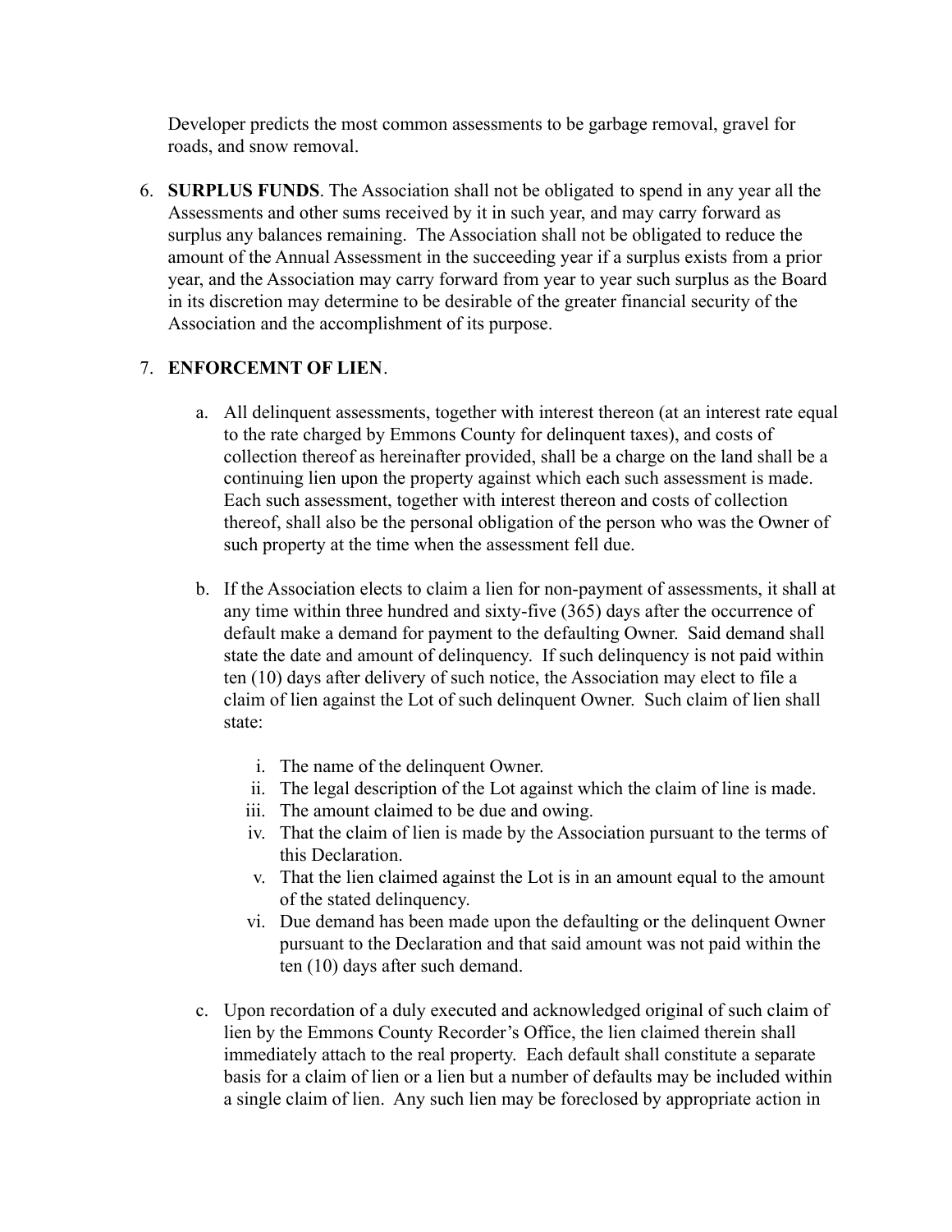Developer predicts the most common assessments to be garbage removal, gravel for roads, and snow removal.

6. **SURPLUS FUNDS**. The Association shall not be obligated to spend in any year all the Assessments and other sums received by it in such year, and may carry forward as surplus any balances remaining. The Association shall not be obligated to reduce the amount of the Annual Assessment in the succeeding year if a surplus exists from a prior year, and the Association may carry forward from year to year such surplus as the Board in its discretion may determine to be desirable of the greater financial security of the Association and the accomplishment of its purpose.

7. **ENFORCEMNT OF LIEN**.

   a. All delinquent assessments, together with interest thereon (at an interest rate equal to the rate charged by Emmons County for delinquent taxes), and costs of collection thereof as hereinafter provided, shall be a charge on the land shall be a continuing lien upon the property against which each such assessment is made. Each such assessment, together with interest thereon and costs of collection thereof, shall also be the personal obligation of the person who was the Owner of such property at the time when the assessment fell due.

   b. If the Association elects to claim a lien for non-payment of assessments, it shall at any time within three hundred and sixty-five (365) days after the occurrence of default make a demand for payment to the defaulting Owner. Said demand shall state the date and amount of delinquency. If such delinquency is not paid within ten (10) days after delivery of such notice, the Association may elect to file a claim of lien against the Lot of such delinquent Owner. Such claim of lien shall state:

      i. The name of the delinquent Owner.
      ii. The legal description of the Lot against which the claim of line is made.
      iii. The amount claimed to be due and owing.
      iv. That the claim of lien is made by the Association pursuant to the terms of this Declaration.
      v. That the lien claimed against the Lot is in an amount equal to the amount of the stated delinquency.
      vi. Due demand has been made upon the defaulting or the delinquent Owner pursuant to the Declaration and that said amount was not paid within the ten (10) days after such demand.

   c. Upon recordation of a duly executed and acknowledged original of such claim of lien by the Emmons County Recorder's Office, the lien claimed therein shall immediately attach to the real property. Each default shall constitute a separate basis for a claim of lien or a lien but a number of defaults may be included within a single claim of lien. Any such lien may be foreclosed by appropriate action in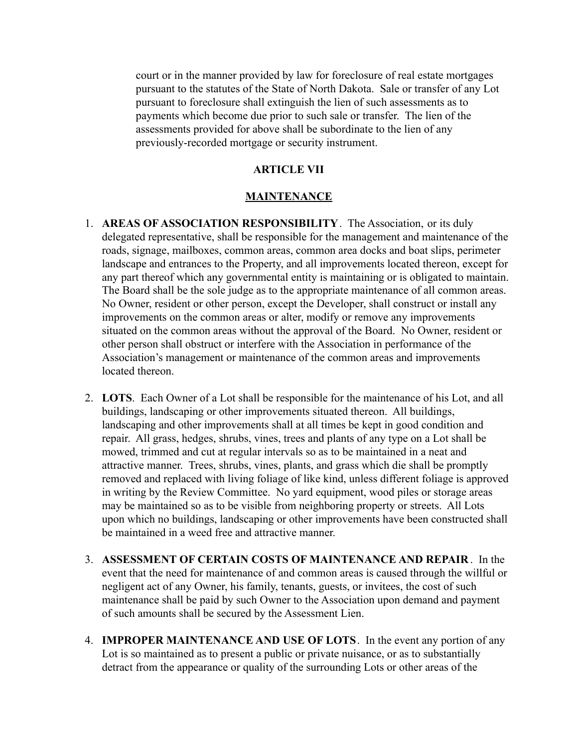court or in the manner provided by law for foreclosure of real estate mortgages pursuant to the statutes of the State of North Dakota. Sale or transfer of any Lot pursuant to foreclosure shall extinguish the lien of such assessments as to payments which become due prior to such sale or transfer. The lien of the assessments provided for above shall be subordinate to the lien of any previously-recorded mortgage or security instrument.

## ARTICLE VII

## MAINTENANCE

1. **AREAS OF ASSOCIATION RESPONSIBILITY**. The Association, or its duly delegated representative, shall be responsible for the management and maintenance of the roads, signage, mailboxes, common areas, common area docks and boat slips, perimeter landscape and entrances to the Property, and all improvements located thereon, except for any part thereof which any governmental entity is maintaining or is obligated to maintain. The Board shall be the sole judge as to the appropriate maintenance of all common areas. No Owner, resident or other person, except the Developer, shall construct or install any improvements on the common areas or alter, modify or remove any improvements situated on the common areas without the approval of the Board. No Owner, resident or other person shall obstruct or interfere with the Association in performance of the Association's management or maintenance of the common areas and improvements located thereon.

2. **LOTS**. Each Owner of a Lot shall be responsible for the maintenance of his Lot, and all buildings, landscaping or other improvements situated thereon. All buildings, landscaping and other improvements shall at all times be kept in good condition and repair. All grass, hedges, shrubs, vines, trees and plants of any type on a Lot shall be mowed, trimmed and cut at regular intervals so as to be maintained in a neat and attractive manner. Trees, shrubs, vines, plants, and grass which die shall be promptly removed and replaced with living foliage of like kind, unless different foliage is approved in writing by the Review Committee. No yard equipment, wood piles or storage areas may be maintained so as to be visible from neighboring property or streets. All Lots upon which no buildings, landscaping or other improvements have been constructed shall be maintained in a weed free and attractive manner.

3. **ASSESSMENT OF CERTAIN COSTS OF MAINTENANCE AND REPAIR**. In the event that the need for maintenance of and common areas is caused through the willful or negligent act of any Owner, his family, tenants, guests, or invitees, the cost of such maintenance shall be paid by such Owner to the Association upon demand and payment of such amounts shall be secured by the Assessment Lien.

4. **IMPROPER MAINTENANCE AND USE OF LOTS**. In the event any portion of any Lot is so maintained as to present a public or private nuisance, or as to substantially detract from the appearance or quality of the surrounding Lots or other areas of the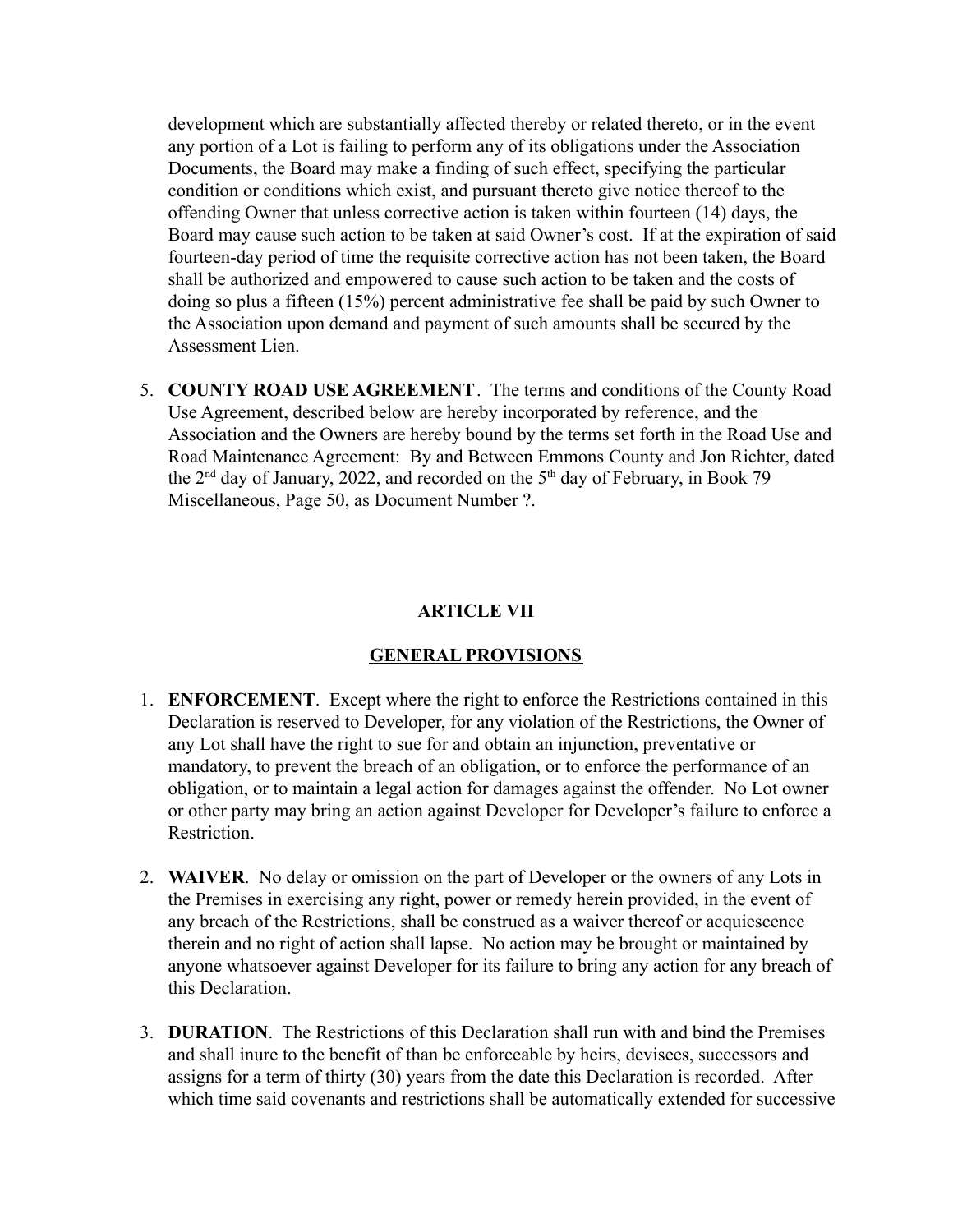development which are substantially affected thereby or related thereto, or in the event any portion of a Lot is failing to perform any of its obligations under the Association Documents, the Board may make a finding of such effect, specifying the particular condition or conditions which exist, and pursuant thereto give notice thereof to the offending Owner that unless corrective action is taken within fourteen (14) days, the Board may cause such action to be taken at said Owner's cost. If at the expiration of said fourteen-day period of time the requisite corrective action has not been taken, the Board shall be authorized and empowered to cause such action to be taken and the costs of doing so plus a fifteen (15%) percent administrative fee shall be paid by such Owner to the Association upon demand and payment of such amounts shall be secured by the Assessment Lien.

5. **COUNTY ROAD USE AGREEMENT**. The terms and conditions of the County Road Use Agreement, described below are hereby incorporated by reference, and the Association and the Owners are hereby bound by the terms set forth in the Road Use and Road Maintenance Agreement: By and Between Emmons County and Jon Richter, dated the 2nd day of January, 2022, and recorded on the 5th day of February, in Book 79 Miscellaneous, Page 50, as Document Number ?.

## ARTICLE VII

## GENERAL PROVISIONS

1. **ENFORCEMENT**. Except where the right to enforce the Restrictions contained in this Declaration is reserved to Developer, for any violation of the Restrictions, the Owner of any Lot shall have the right to sue for and obtain an injunction, preventative or mandatory, to prevent the breach of an obligation, or to enforce the performance of an obligation, or to maintain a legal action for damages against the offender. No Lot owner or other party may bring an action against Developer for Developer's failure to enforce a Restriction.

2. **WAIVER**. No delay or omission on the part of Developer or the owners of any Lots in the Premises in exercising any right, power or remedy herein provided, in the event of any breach of the Restrictions, shall be construed as a waiver thereof or acquiescence therein and no right of action shall lapse. No action may be brought or maintained by anyone whatsoever against Developer for its failure to bring any action for any breach of this Declaration.

3. **DURATION**. The Restrictions of this Declaration shall run with and bind the Premises and shall inure to the benefit of than be enforceable by heirs, devisees, successors and assigns for a term of thirty (30) years from the date this Declaration is recorded. After which time said covenants and restrictions shall be automatically extended for successive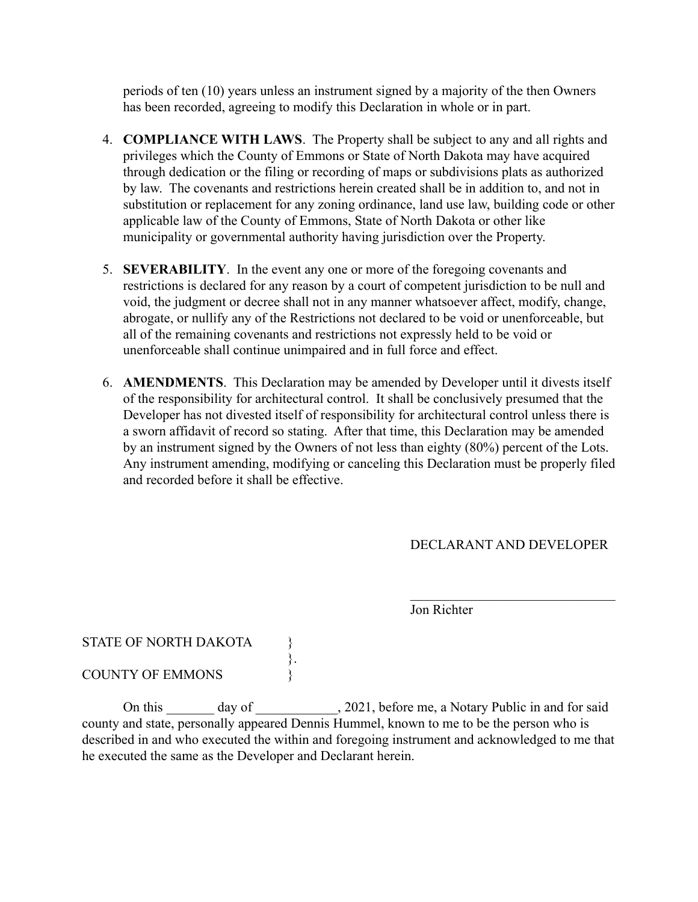periods of ten (10) years unless an instrument signed by a majority of the then Owners has been recorded, agreeing to modify this Declaration in whole or in part.

4. **COMPLIANCE WITH LAWS**. The Property shall be subject to any and all rights and privileges which the County of Emmons or State of North Dakota may have acquired through dedication or the filing or recording of maps or subdivisions plats as authorized by law. The covenants and restrictions herein created shall be in addition to, and not in substitution or replacement for any zoning ordinance, land use law, building code or other applicable law of the County of Emmons, State of North Dakota or other like municipality or governmental authority having jurisdiction over the Property.

5. **SEVERABILITY**. In the event any one or more of the foregoing covenants and restrictions is declared for any reason by a court of competent jurisdiction to be null and void, the judgment or decree shall not in any manner whatsoever affect, modify, change, abrogate, or nullify any of the Restrictions not declared to be void or unenforceable, but all of the remaining covenants and restrictions not expressly held to be void or unenforceable shall continue unimpaired and in full force and effect.

6. **AMENDMENTS**. This Declaration may be amended by Developer until it divests itself of the responsibility for architectural control. It shall be conclusively presumed that the Developer has not divested itself of responsibility for architectural control unless there is a sworn affidavit of record so stating. After that time, this Declaration may be amended by an instrument signed by the Owners of not less than eighty (80%) percent of the Lots. Any instrument amending, modifying or canceling this Declaration must be properly filed and recorded before it shall be effective.

DECLARANT AND DEVELOPER

______________________________
Jon Richter

STATE OF NORTH DAKOTA }
}.
COUNTY OF EMMONS }

On this _______ day of ____________, 2021, before me, a Notary Public in and for said county and state, personally appeared Dennis Hummel, known to me to be the person who is described in and who executed the within and foregoing instrument and acknowledged to me that he executed the same as the Developer and Declarant herein.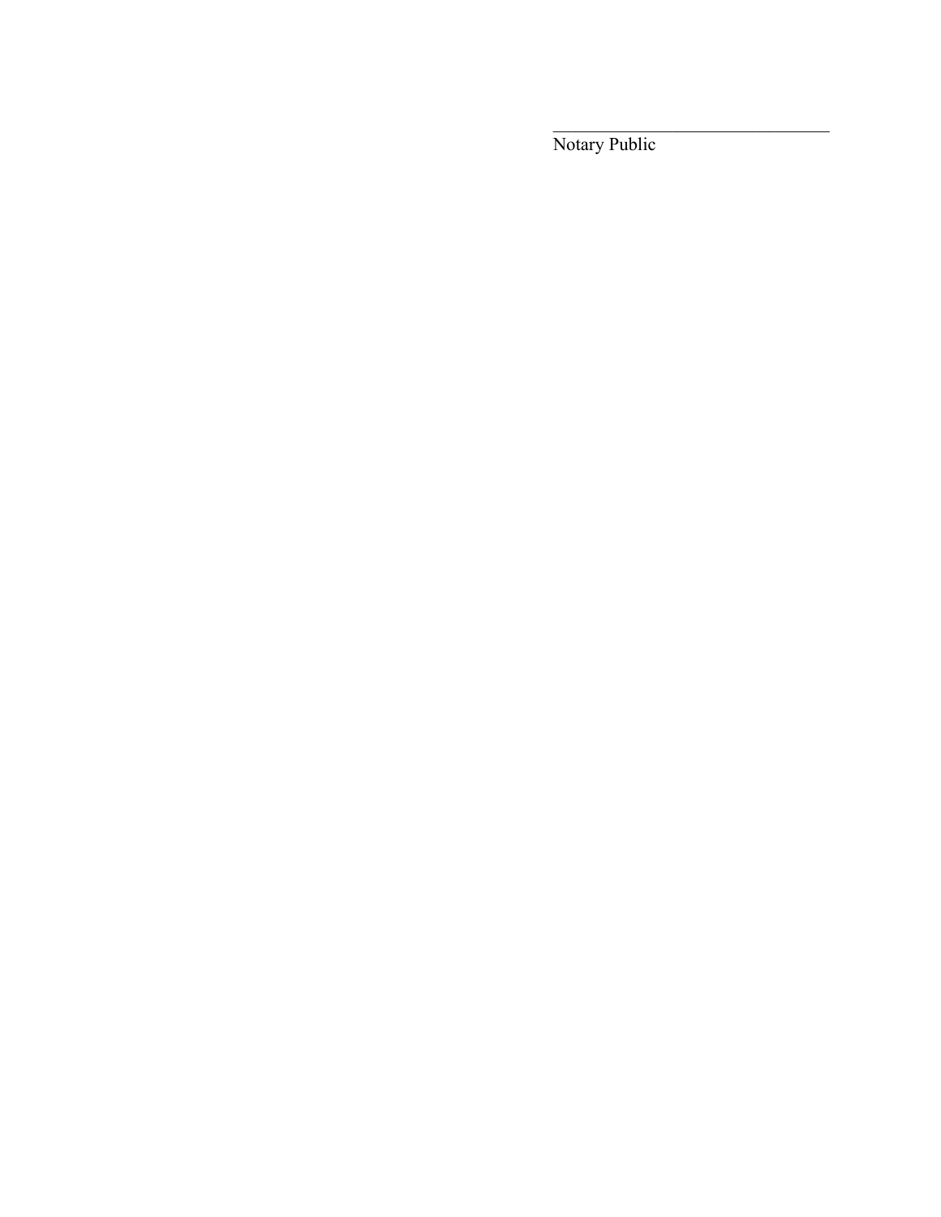\_\_\_\_\_\_\_\_\_\_\_\_\_\_\_\_\_\_\_\_\_\_\_\_\_\_\_\_\_\_\_\_
Notary Public